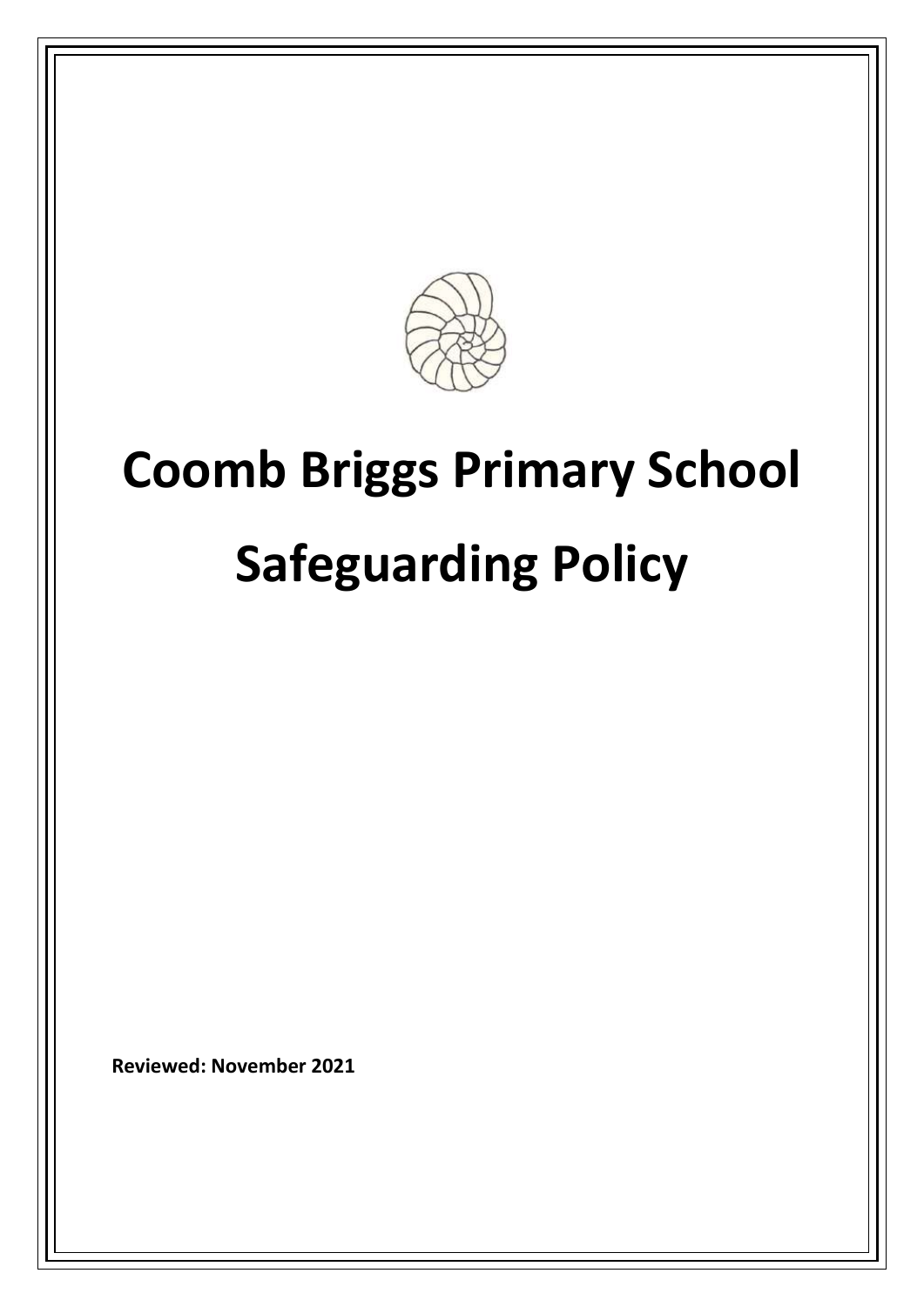# Coomb Briggs Primary School

# Safeguarding Policy

**Reviewed: November 2021**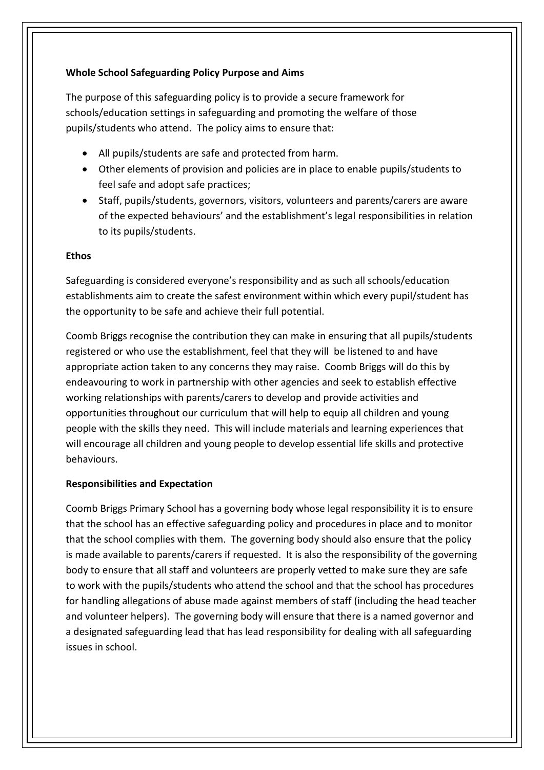**Whole School Safeguarding Policy Purpose and Aims**

The purpose of this safeguarding policy is to provide a secure framework for schools/education settings in safeguarding and promoting the welfare of those pupils/students who attend. The policy aims to ensure that:

- All pupils/students are safe and protected from harm.
- Other elements of provision and policies are in place to enable pupils/students to feel safe and adopt safe practices;
- Staff, pupils/students, governors, visitors, volunteers and parents/carers are aware of the expected behaviours' and the establishment's legal responsibilities in relation to its pupils/students.

**Ethos**

Safeguarding is considered everyone's responsibility and as such all schools/education establishments aim to create the safest environment within which every pupil/student has the opportunity to be safe and achieve their full potential.

Coomb Briggs recognise the contribution they can make in ensuring that all pupils/students registered or who use the establishment, feel that they will be listened to and have appropriate action taken to any concerns they may raise. Coomb Briggs will do this by endeavouring to work in partnership with other agencies and seek to establish effective working relationships with parents/carers to develop and provide activities and opportunities throughout our curriculum that will help to equip all children and young people with the skills they need. This will include materials and learning experiences that will encourage all children and young people to develop essential life skills and protective behaviours.

**Responsibilities and Expectation**

Coomb Briggs Primary School has a governing body whose legal responsibility it is to ensure that the school has an effective safeguarding policy and procedures in place and to monitor that the school complies with them. The governing body should also ensure that the policy is made available to parents/carers if requested. It is also the responsibility of the governing body to ensure that all staff and volunteers are properly vetted to make sure they are safe to work with the pupils/students who attend the school and that the school has procedures for handling allegations of abuse made against members of staff (including the head teacher and volunteer helpers). The governing body will ensure that there is a named governor and a designated safeguarding lead that has lead responsibility for dealing with all safeguarding issues in school.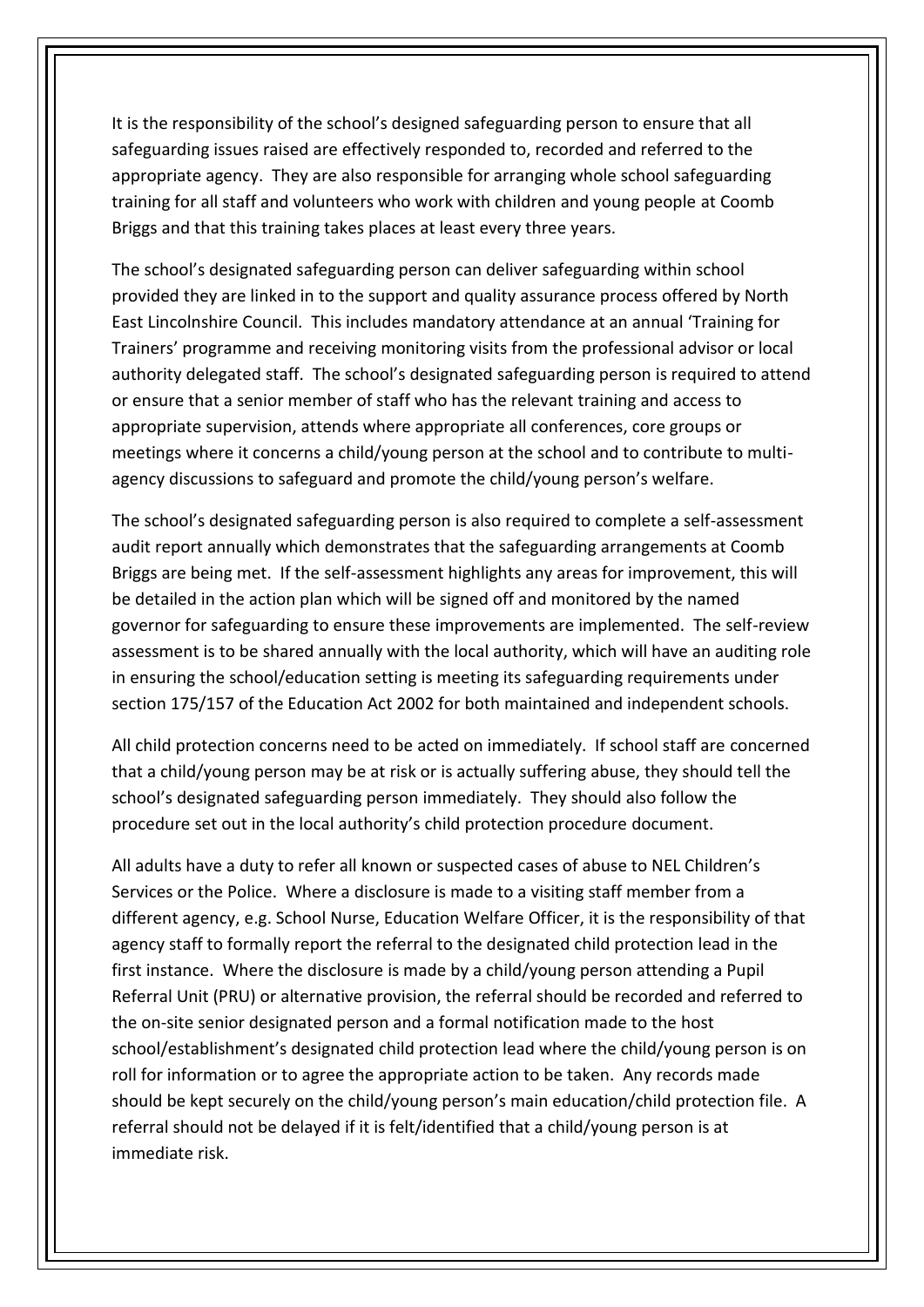It is the responsibility of the school's designed safeguarding person to ensure that all safeguarding issues raised are effectively responded to, recorded and referred to the appropriate agency. They are also responsible for arranging whole school safeguarding training for all staff and volunteers who work with children and young people at Coomb Briggs and that this training takes places at least every three years.

The school's designated safeguarding person can deliver safeguarding within school provided they are linked in to the support and quality assurance process offered by North East Lincolnshire Council. This includes mandatory attendance at an annual 'Training for Trainers' programme and receiving monitoring visits from the professional advisor or local authority delegated staff. The school's designated safeguarding person is required to attend or ensure that a senior member of staff who has the relevant training and access to appropriate supervision, attends where appropriate all conferences, core groups or meetings where it concerns a child/young person at the school and to contribute to multi-agency discussions to safeguard and promote the child/young person's welfare.

The school's designated safeguarding person is also required to complete a self-assessment audit report annually which demonstrates that the safeguarding arrangements at Coomb Briggs are being met. If the self-assessment highlights any areas for improvement, this will be detailed in the action plan which will be signed off and monitored by the named governor for safeguarding to ensure these improvements are implemented. The self-review assessment is to be shared annually with the local authority, which will have an auditing role in ensuring the school/education setting is meeting its safeguarding requirements under section 175/157 of the Education Act 2002 for both maintained and independent schools.

All child protection concerns need to be acted on immediately. If school staff are concerned that a child/young person may be at risk or is actually suffering abuse, they should tell the school's designated safeguarding person immediately. They should also follow the procedure set out in the local authority's child protection procedure document.

All adults have a duty to refer all known or suspected cases of abuse to NEL Children's Services or the Police. Where a disclosure is made to a visiting staff member from a different agency, e.g. School Nurse, Education Welfare Officer, it is the responsibility of that agency staff to formally report the referral to the designated child protection lead in the first instance. Where the disclosure is made by a child/young person attending a Pupil Referral Unit (PRU) or alternative provision, the referral should be recorded and referred to the on-site senior designated person and a formal notification made to the host school/establishment's designated child protection lead where the child/young person is on roll for information or to agree the appropriate action to be taken. Any records made should be kept securely on the child/young person's main education/child protection file. A referral should not be delayed if it is felt/identified that a child/young person is at immediate risk.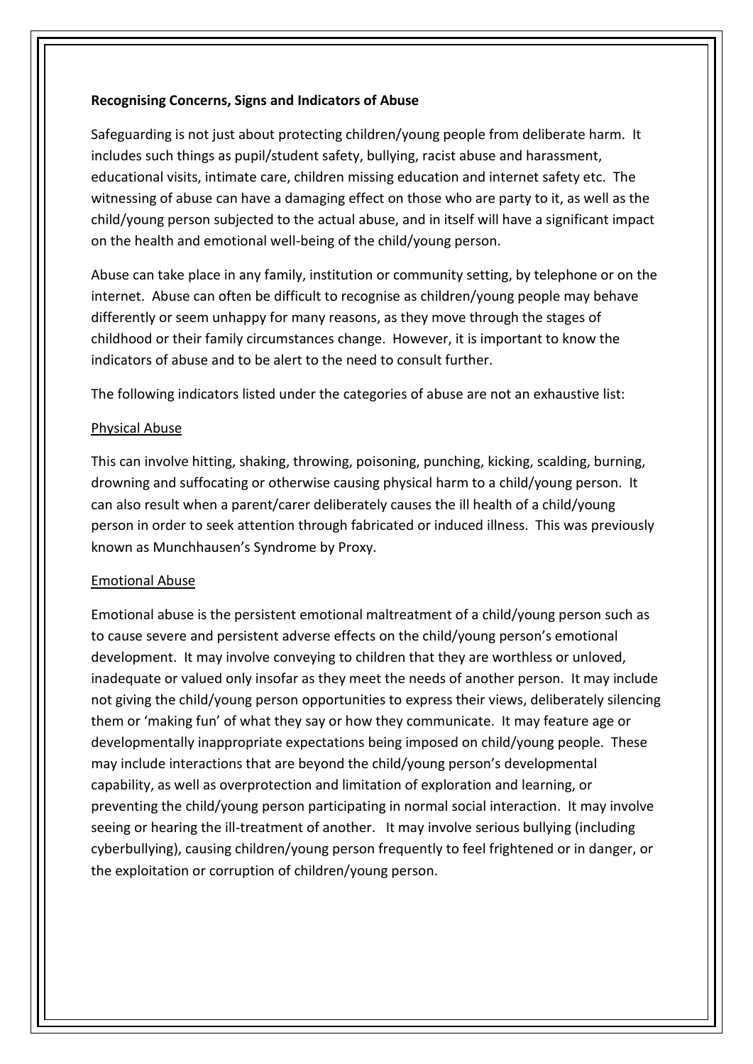**Recognising Concerns, Signs and Indicators of Abuse**

Safeguarding is not just about protecting children/young people from deliberate harm. It includes such things as pupil/student safety, bullying, racist abuse and harassment, educational visits, intimate care, children missing education and internet safety etc. The witnessing of abuse can have a damaging effect on those who are party to it, as well as the child/young person subjected to the actual abuse, and in itself will have a significant impact on the health and emotional well-being of the child/young person.

Abuse can take place in any family, institution or community setting, by telephone or on the internet. Abuse can often be difficult to recognise as children/young people may behave differently or seem unhappy for many reasons, as they move through the stages of childhood or their family circumstances change. However, it is important to know the indicators of abuse and to be alert to the need to consult further.

The following indicators listed under the categories of abuse are not an exhaustive list:

Physical Abuse

This can involve hitting, shaking, throwing, poisoning, punching, kicking, scalding, burning, drowning and suffocating or otherwise causing physical harm to a child/young person. It can also result when a parent/carer deliberately causes the ill health of a child/young person in order to seek attention through fabricated or induced illness. This was previously known as Munchhausen's Syndrome by Proxy.

Emotional Abuse

Emotional abuse is the persistent emotional maltreatment of a child/young person such as to cause severe and persistent adverse effects on the child/young person's emotional development. It may involve conveying to children that they are worthless or unloved, inadequate or valued only insofar as they meet the needs of another person. It may include not giving the child/young person opportunities to express their views, deliberately silencing them or 'making fun' of what they say or how they communicate. It may feature age or developmentally inappropriate expectations being imposed on child/young people. These may include interactions that are beyond the child/young person's developmental capability, as well as overprotection and limitation of exploration and learning, or preventing the child/young person participating in normal social interaction. It may involve seeing or hearing the ill-treatment of another. It may involve serious bullying (including cyberbullying), causing children/young person frequently to feel frightened or in danger, or the exploitation or corruption of children/young person.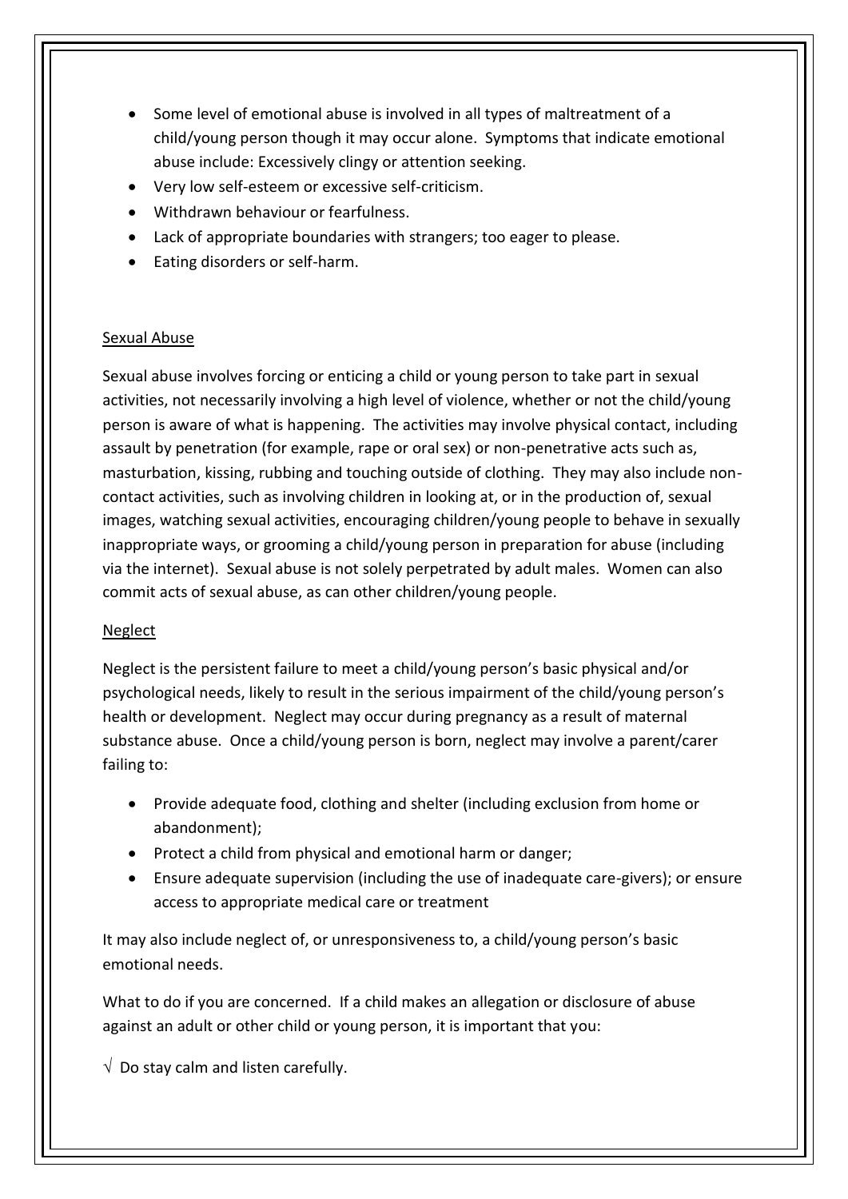- Some level of emotional abuse is involved in all types of maltreatment of a child/young person though it may occur alone. Symptoms that indicate emotional abuse include: Excessively clingy or attention seeking.
- Very low self-esteem or excessive self-criticism.
- Withdrawn behaviour or fearfulness.
- Lack of appropriate boundaries with strangers; too eager to please.
- Eating disorders or self-harm.

<u>Sexual Abuse</u>

Sexual abuse involves forcing or enticing a child or young person to take part in sexual activities, not necessarily involving a high level of violence, whether or not the child/young person is aware of what is happening. The activities may involve physical contact, including assault by penetration (for example, rape or oral sex) or non-penetrative acts such as, masturbation, kissing, rubbing and touching outside of clothing. They may also include non-contact activities, such as involving children in looking at, or in the production of, sexual images, watching sexual activities, encouraging children/young people to behave in sexually inappropriate ways, or grooming a child/young person in preparation for abuse (including via the internet). Sexual abuse is not solely perpetrated by adult males. Women can also commit acts of sexual abuse, as can other children/young people.

<u>Neglect</u>

Neglect is the persistent failure to meet a child/young person's basic physical and/or psychological needs, likely to result in the serious impairment of the child/young person's health or development. Neglect may occur during pregnancy as a result of maternal substance abuse. Once a child/young person is born, neglect may involve a parent/carer failing to:

- Provide adequate food, clothing and shelter (including exclusion from home or abandonment);
- Protect a child from physical and emotional harm or danger;
- Ensure adequate supervision (including the use of inadequate care-givers); or ensure access to appropriate medical care or treatment

It may also include neglect of, or unresponsiveness to, a child/young person's basic emotional needs.

What to do if you are concerned. If a child makes an allegation or disclosure of abuse against an adult or other child or young person, it is important that you:

√ Do stay calm and listen carefully.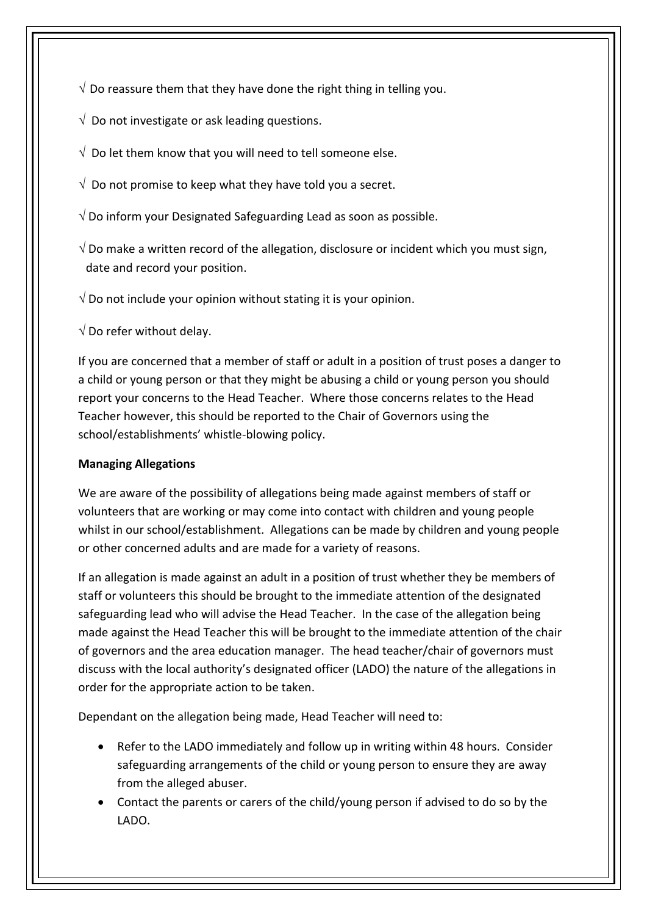√ Do reassure them that they have done the right thing in telling you.

√ Do not investigate or ask leading questions.

√ Do let them know that you will need to tell someone else.

√ Do not promise to keep what they have told you a secret.

√ Do inform your Designated Safeguarding Lead as soon as possible.

√ Do make a written record of the allegation, disclosure or incident which you must sign, date and record your position.

√ Do not include your opinion without stating it is your opinion.

√ Do refer without delay.

If you are concerned that a member of staff or adult in a position of trust poses a danger to a child or young person or that they might be abusing a child or young person you should report your concerns to the Head Teacher. Where those concerns relates to the Head Teacher however, this should be reported to the Chair of Governors using the school/establishments' whistle-blowing policy.

**Managing Allegations**

We are aware of the possibility of allegations being made against members of staff or volunteers that are working or may come into contact with children and young people whilst in our school/establishment. Allegations can be made by children and young people or other concerned adults and are made for a variety of reasons.

If an allegation is made against an adult in a position of trust whether they be members of staff or volunteers this should be brought to the immediate attention of the designated safeguarding lead who will advise the Head Teacher. In the case of the allegation being made against the Head Teacher this will be brought to the immediate attention of the chair of governors and the area education manager. The head teacher/chair of governors must discuss with the local authority's designated officer (LADO) the nature of the allegations in order for the appropriate action to be taken.

Dependant on the allegation being made, Head Teacher will need to:

- Refer to the LADO immediately and follow up in writing within 48 hours. Consider safeguarding arrangements of the child or young person to ensure they are away from the alleged abuser.
- Contact the parents or carers of the child/young person if advised to do so by the LADO.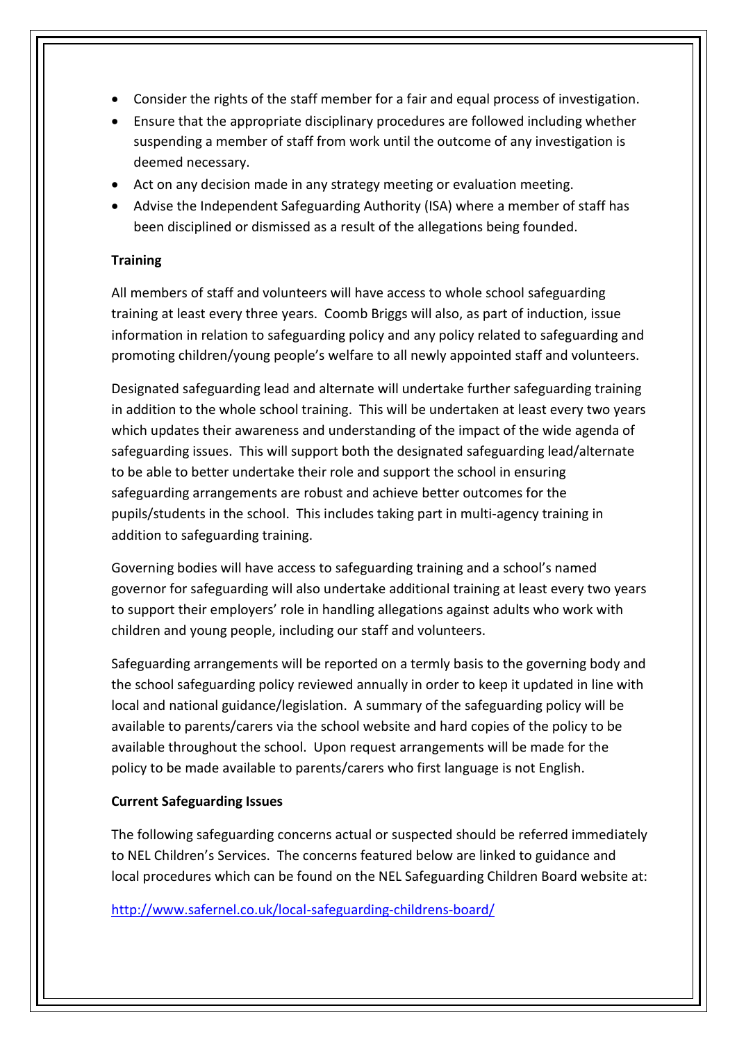- Consider the rights of the staff member for a fair and equal process of investigation.
- Ensure that the appropriate disciplinary procedures are followed including whether suspending a member of staff from work until the outcome of any investigation is deemed necessary.
- Act on any decision made in any strategy meeting or evaluation meeting.
- Advise the Independent Safeguarding Authority (ISA) where a member of staff has been disciplined or dismissed as a result of the allegations being founded.

**Training**

All members of staff and volunteers will have access to whole school safeguarding training at least every three years. Coomb Briggs will also, as part of induction, issue information in relation to safeguarding policy and any policy related to safeguarding and promoting children/young people's welfare to all newly appointed staff and volunteers.

Designated safeguarding lead and alternate will undertake further safeguarding training in addition to the whole school training. This will be undertaken at least every two years which updates their awareness and understanding of the impact of the wide agenda of safeguarding issues. This will support both the designated safeguarding lead/alternate to be able to better undertake their role and support the school in ensuring safeguarding arrangements are robust and achieve better outcomes for the pupils/students in the school. This includes taking part in multi-agency training in addition to safeguarding training.

Governing bodies will have access to safeguarding training and a school's named governor for safeguarding will also undertake additional training at least every two years to support their employers' role in handling allegations against adults who work with children and young people, including our staff and volunteers.

Safeguarding arrangements will be reported on a termly basis to the governing body and the school safeguarding policy reviewed annually in order to keep it updated in line with local and national guidance/legislation. A summary of the safeguarding policy will be available to parents/carers via the school website and hard copies of the policy to be available throughout the school. Upon request arrangements will be made for the policy to be made available to parents/carers who first language is not English.

**Current Safeguarding Issues**

The following safeguarding concerns actual or suspected should be referred immediately to NEL Children's Services. The concerns featured below are linked to guidance and local procedures which can be found on the NEL Safeguarding Children Board website at:

http://www.safernel.co.uk/local-safeguarding-childrens-board/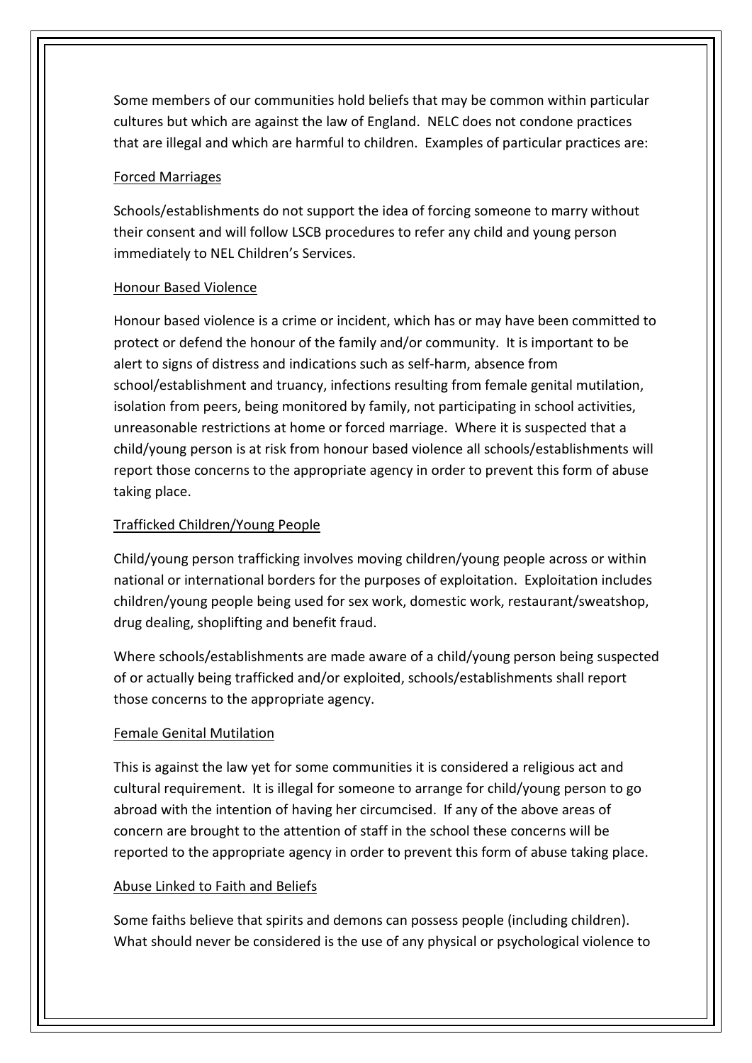Some members of our communities hold beliefs that may be common within particular cultures but which are against the law of England. NELC does not condone practices that are illegal and which are harmful to children. Examples of particular practices are:

<u>Forced Marriages</u>

Schools/establishments do not support the idea of forcing someone to marry without their consent and will follow LSCB procedures to refer any child and young person immediately to NEL Children's Services.

<u>Honour Based Violence</u>

Honour based violence is a crime or incident, which has or may have been committed to protect or defend the honour of the family and/or community. It is important to be alert to signs of distress and indications such as self-harm, absence from school/establishment and truancy, infections resulting from female genital mutilation, isolation from peers, being monitored by family, not participating in school activities, unreasonable restrictions at home or forced marriage. Where it is suspected that a child/young person is at risk from honour based violence all schools/establishments will report those concerns to the appropriate agency in order to prevent this form of abuse taking place.

<u>Trafficked Children/Young People</u>

Child/young person trafficking involves moving children/young people across or within national or international borders for the purposes of exploitation. Exploitation includes children/young people being used for sex work, domestic work, restaurant/sweatshop, drug dealing, shoplifting and benefit fraud.

Where schools/establishments are made aware of a child/young person being suspected of or actually being trafficked and/or exploited, schools/establishments shall report those concerns to the appropriate agency.

<u>Female Genital Mutilation</u>

This is against the law yet for some communities it is considered a religious act and cultural requirement. It is illegal for someone to arrange for child/young person to go abroad with the intention of having her circumcised. If any of the above areas of concern are brought to the attention of staff in the school these concerns will be reported to the appropriate agency in order to prevent this form of abuse taking place.

<u>Abuse Linked to Faith and Beliefs</u>

Some faiths believe that spirits and demons can possess people (including children). What should never be considered is the use of any physical or psychological violence to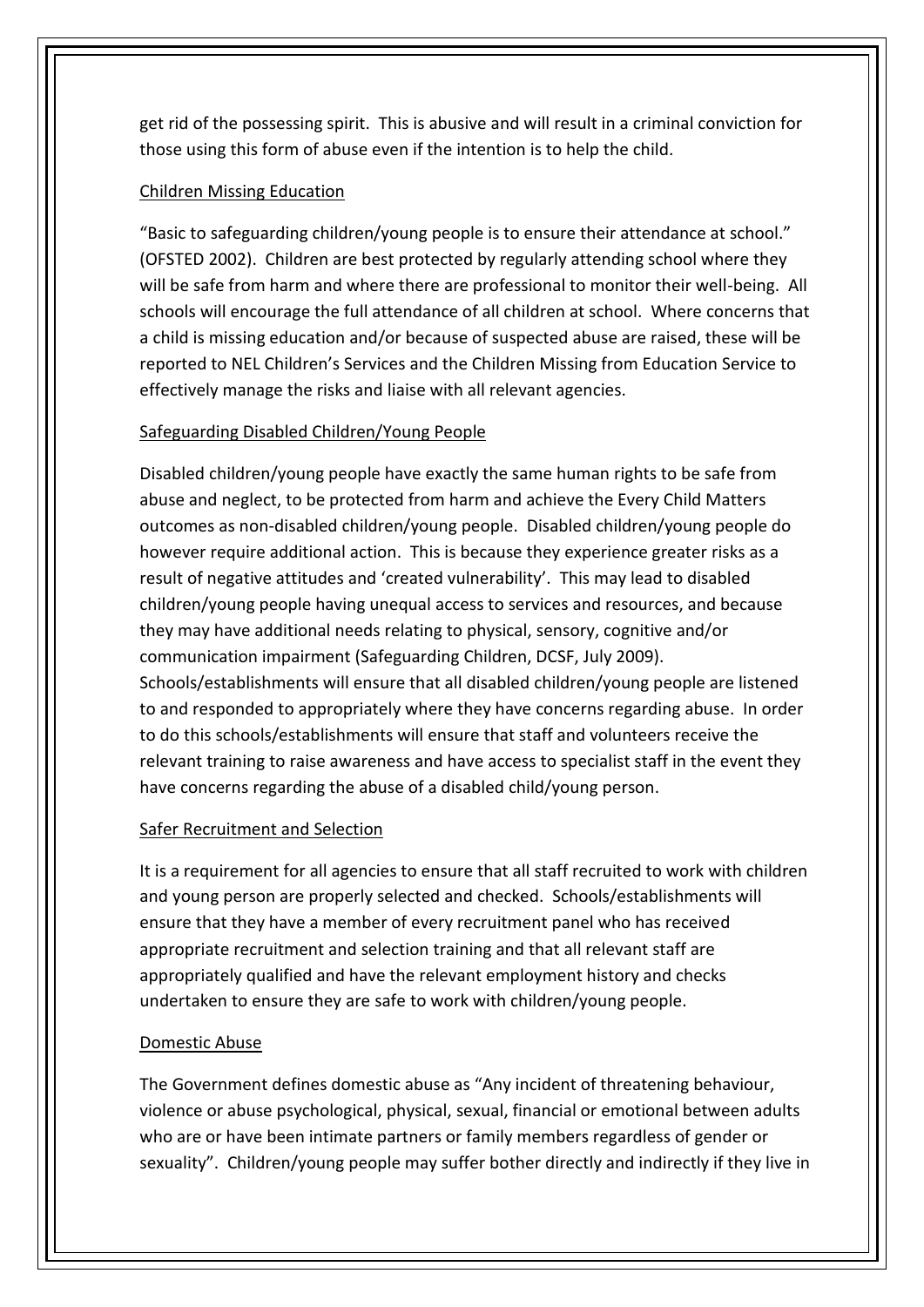get rid of the possessing spirit. This is abusive and will result in a criminal conviction for those using this form of abuse even if the intention is to help the child.

## Children Missing Education

"Basic to safeguarding children/young people is to ensure their attendance at school." (OFSTED 2002). Children are best protected by regularly attending school where they will be safe from harm and where there are professional to monitor their well-being. All schools will encourage the full attendance of all children at school. Where concerns that a child is missing education and/or because of suspected abuse are raised, these will be reported to NEL Children's Services and the Children Missing from Education Service to effectively manage the risks and liaise with all relevant agencies.

## Safeguarding Disabled Children/Young People

Disabled children/young people have exactly the same human rights to be safe from abuse and neglect, to be protected from harm and achieve the Every Child Matters outcomes as non-disabled children/young people. Disabled children/young people do however require additional action. This is because they experience greater risks as a result of negative attitudes and 'created vulnerability'. This may lead to disabled children/young people having unequal access to services and resources, and because they may have additional needs relating to physical, sensory, cognitive and/or communication impairment (Safeguarding Children, DCSF, July 2009). Schools/establishments will ensure that all disabled children/young people are listened to and responded to appropriately where they have concerns regarding abuse. In order to do this schools/establishments will ensure that staff and volunteers receive the relevant training to raise awareness and have access to specialist staff in the event they have concerns regarding the abuse of a disabled child/young person.

## Safer Recruitment and Selection

It is a requirement for all agencies to ensure that all staff recruited to work with children and young person are properly selected and checked. Schools/establishments will ensure that they have a member of every recruitment panel who has received appropriate recruitment and selection training and that all relevant staff are appropriately qualified and have the relevant employment history and checks undertaken to ensure they are safe to work with children/young people.

## Domestic Abuse

The Government defines domestic abuse as "Any incident of threatening behaviour, violence or abuse psychological, physical, sexual, financial or emotional between adults who are or have been intimate partners or family members regardless of gender or sexuality". Children/young people may suffer bother directly and indirectly if they live in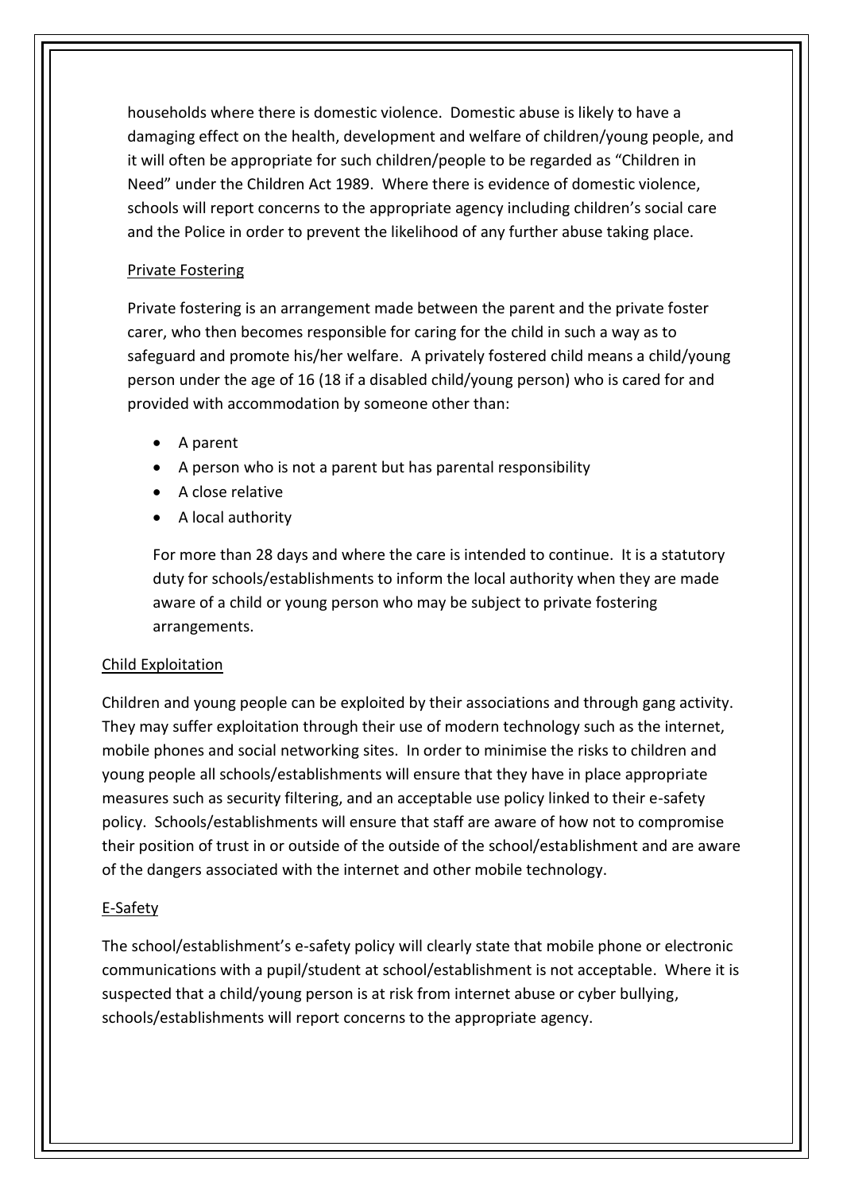households where there is domestic violence. Domestic abuse is likely to have a damaging effect on the health, development and welfare of children/young people, and it will often be appropriate for such children/people to be regarded as "Children in Need" under the Children Act 1989. Where there is evidence of domestic violence, schools will report concerns to the appropriate agency including children's social care and the Police in order to prevent the likelihood of any further abuse taking place.

### Private Fostering

Private fostering is an arrangement made between the parent and the private foster carer, who then becomes responsible for caring for the child in such a way as to safeguard and promote his/her welfare. A privately fostered child means a child/young person under the age of 16 (18 if a disabled child/young person) who is cared for and provided with accommodation by someone other than:

- A parent
- A person who is not a parent but has parental responsibility
- A close relative
- A local authority

For more than 28 days and where the care is intended to continue. It is a statutory duty for schools/establishments to inform the local authority when they are made aware of a child or young person who may be subject to private fostering arrangements.

### Child Exploitation

Children and young people can be exploited by their associations and through gang activity. They may suffer exploitation through their use of modern technology such as the internet, mobile phones and social networking sites. In order to minimise the risks to children and young people all schools/establishments will ensure that they have in place appropriate measures such as security filtering, and an acceptable use policy linked to their e-safety policy. Schools/establishments will ensure that staff are aware of how not to compromise their position of trust in or outside of the outside of the school/establishment and are aware of the dangers associated with the internet and other mobile technology.

### E-Safety

The school/establishment's e-safety policy will clearly state that mobile phone or electronic communications with a pupil/student at school/establishment is not acceptable. Where it is suspected that a child/young person is at risk from internet abuse or cyber bullying, schools/establishments will report concerns to the appropriate agency.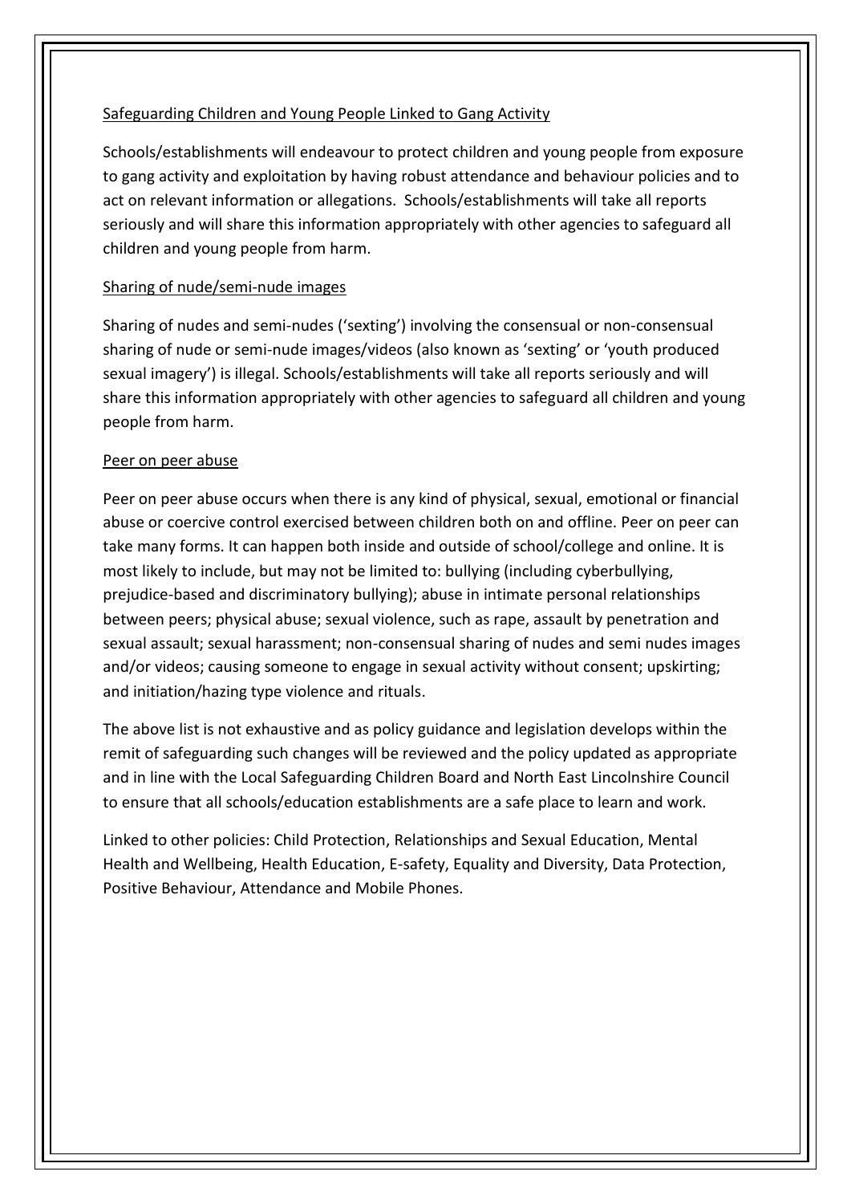Safeguarding Children and Young People Linked to Gang Activity

Schools/establishments will endeavour to protect children and young people from exposure to gang activity and exploitation by having robust attendance and behaviour policies and to act on relevant information or allegations. Schools/establishments will take all reports seriously and will share this information appropriately with other agencies to safeguard all children and young people from harm.

Sharing of nude/semi-nude images

Sharing of nudes and semi-nudes ('sexting') involving the consensual or non-consensual sharing of nude or semi-nude images/videos (also known as 'sexting' or 'youth produced sexual imagery') is illegal. Schools/establishments will take all reports seriously and will share this information appropriately with other agencies to safeguard all children and young people from harm.

Peer on peer abuse

Peer on peer abuse occurs when there is any kind of physical, sexual, emotional or financial abuse or coercive control exercised between children both on and offline. Peer on peer can take many forms. It can happen both inside and outside of school/college and online. It is most likely to include, but may not be limited to: bullying (including cyberbullying, prejudice-based and discriminatory bullying); abuse in intimate personal relationships between peers; physical abuse; sexual violence, such as rape, assault by penetration and sexual assault; sexual harassment; non-consensual sharing of nudes and semi nudes images and/or videos; causing someone to engage in sexual activity without consent; upskirting; and initiation/hazing type violence and rituals.

The above list is not exhaustive and as policy guidance and legislation develops within the remit of safeguarding such changes will be reviewed and the policy updated as appropriate and in line with the Local Safeguarding Children Board and North East Lincolnshire Council to ensure that all schools/education establishments are a safe place to learn and work.

Linked to other policies: Child Protection, Relationships and Sexual Education, Mental Health and Wellbeing, Health Education, E-safety, Equality and Diversity, Data Protection, Positive Behaviour, Attendance and Mobile Phones.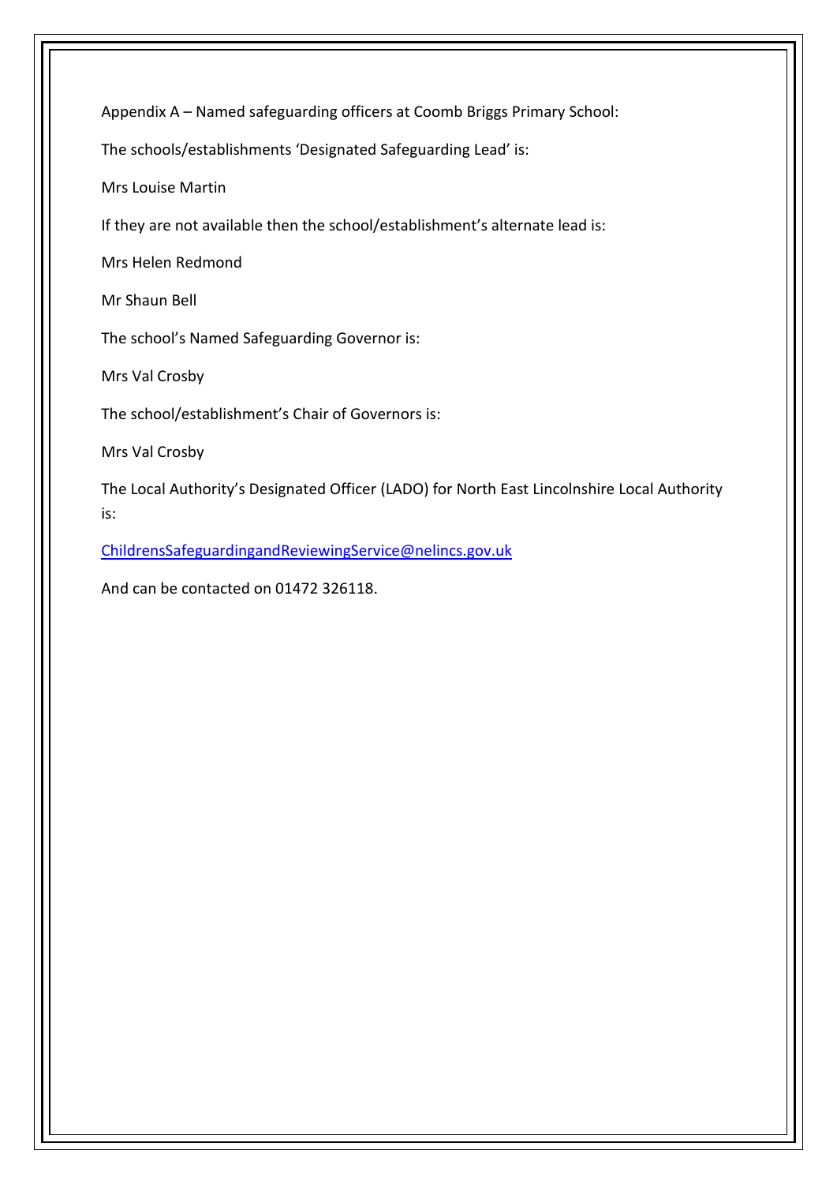Appendix A – Named safeguarding officers at Coomb Briggs Primary School:

The schools/establishments 'Designated Safeguarding Lead' is:

Mrs Louise Martin

If they are not available then the school/establishment's alternate lead is:

Mrs Helen Redmond

Mr Shaun Bell

The school's Named Safeguarding Governor is:

Mrs Val Crosby

The school/establishment's Chair of Governors is:

Mrs Val Crosby

The Local Authority's Designated Officer (LADO) for North East Lincolnshire Local Authority is:

ChildrensSafeguardingandReviewingService@nelincs.gov.uk

And can be contacted on 01472 326118.